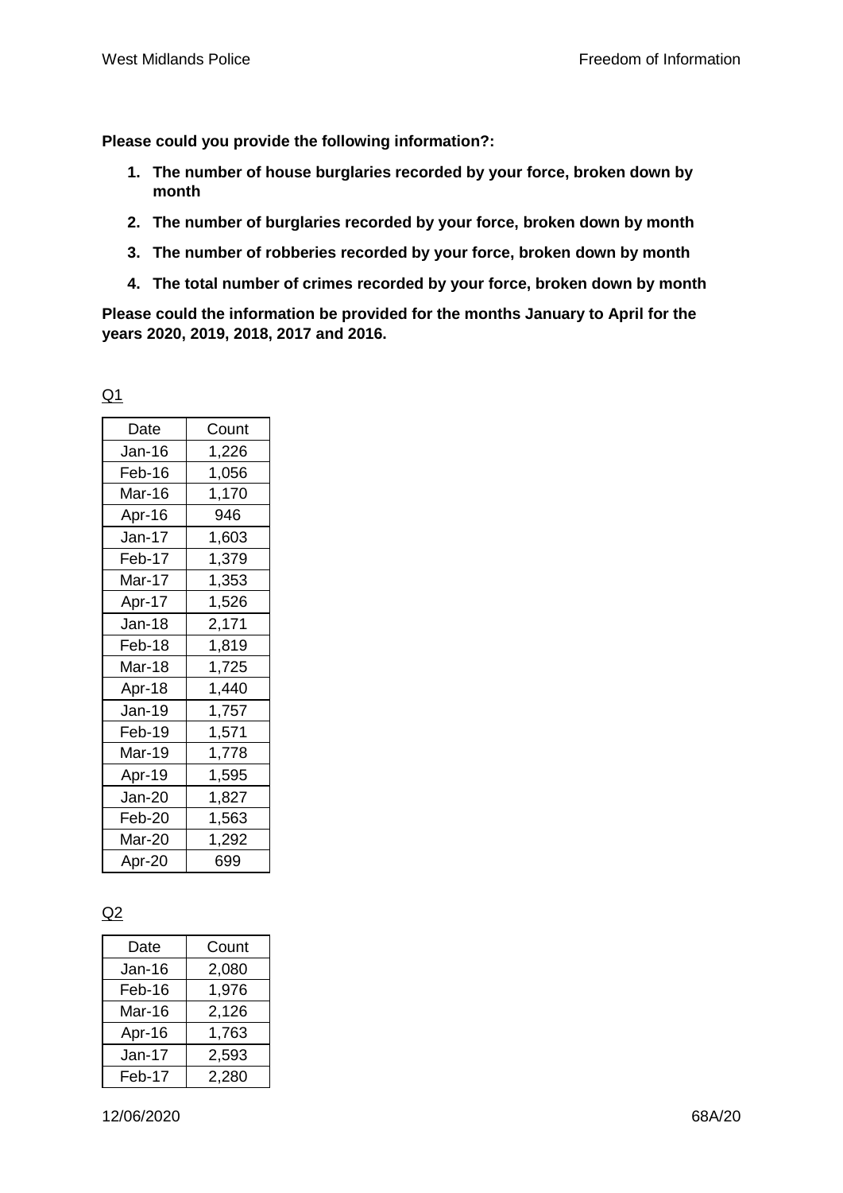**Please could you provide the following information?:**

1. **The number of house burglaries recorded by your force, broken down by month**
2. **The number of burglaries recorded by your force, broken down by month**
3. **The number of robberies recorded by your force, broken down by month**
4. **The total number of crimes recorded by your force, broken down by month**

**Please could the information be provided for the months January to April for the years 2020, 2019, 2018, 2017 and 2016.**

Q1

| Date | Count |
|---|---|
| Jan-16 | 1,226 |
| Feb-16 | 1,056 |
| Mar-16 | 1,170 |
| Apr-16 | 946 |
| Jan-17 | 1,603 |
| Feb-17 | 1,379 |
| Mar-17 | 1,353 |
| Apr-17 | 1,526 |
| Jan-18 | 2,171 |
| Feb-18 | 1,819 |
| Mar-18 | 1,725 |
| Apr-18 | 1,440 |
| Jan-19 | 1,757 |
| Feb-19 | 1,571 |
| Mar-19 | 1,778 |
| Apr-19 | 1,595 |
| Jan-20 | 1,827 |
| Feb-20 | 1,563 |
| Mar-20 | 1,292 |
| Apr-20 | 699 |

Q2

| Date | Count |
|---|---|
| Jan-16 | 2,080 |
| Feb-16 | 1,976 |
| Mar-16 | 2,126 |
| Apr-16 | 1,763 |
| Jan-17 | 2,593 |
| Feb-17 | 2,280 |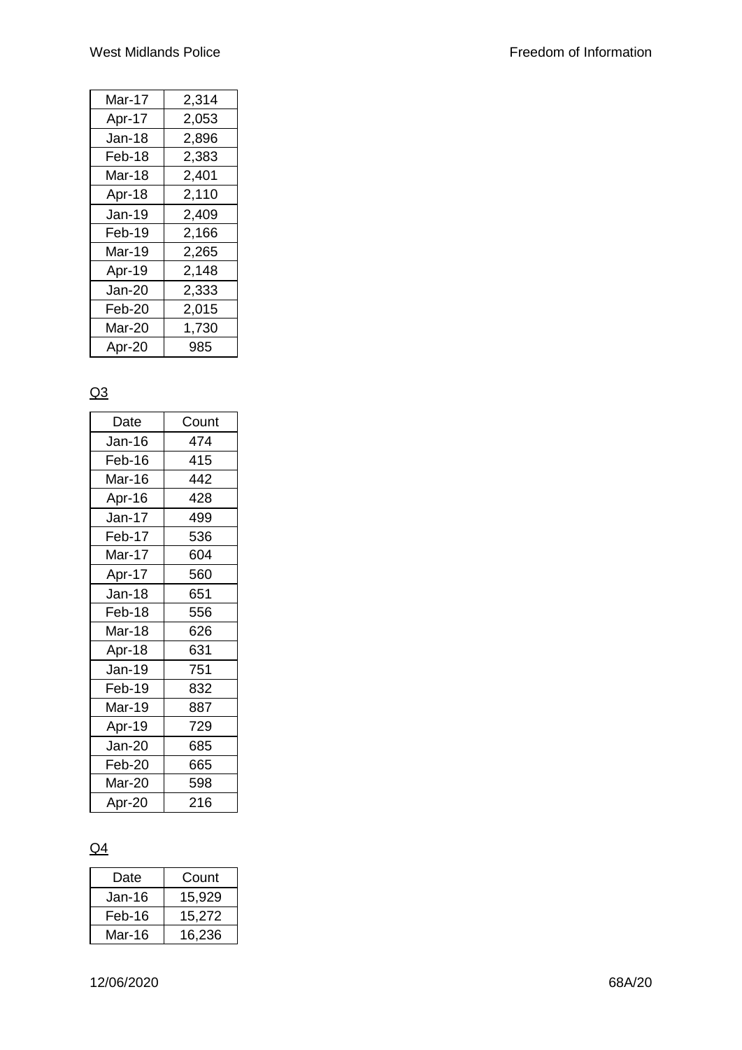| Mar-17 | 2,314 |
|---|---|
| Apr-17 | 2,053 |
| Jan-18 | 2,896 |
| Feb-18 | 2,383 |
| Mar-18 | 2,401 |
| Apr-18 | 2,110 |
| Jan-19 | 2,409 |
| Feb-19 | 2,166 |
| Mar-19 | 2,265 |
| Apr-19 | 2,148 |
| Jan-20 | 2,333 |
| Feb-20 | 2,015 |
| Mar-20 | 1,730 |
| Apr-20 | 985 |

Q3

| Date | Count |
|---|---|
| Jan-16 | 474 |
| Feb-16 | 415 |
| Mar-16 | 442 |
| Apr-16 | 428 |
| Jan-17 | 499 |
| Feb-17 | 536 |
| Mar-17 | 604 |
| Apr-17 | 560 |
| Jan-18 | 651 |
| Feb-18 | 556 |
| Mar-18 | 626 |
| Apr-18 | 631 |
| Jan-19 | 751 |
| Feb-19 | 832 |
| Mar-19 | 887 |
| Apr-19 | 729 |
| Jan-20 | 685 |
| Feb-20 | 665 |
| Mar-20 | 598 |
| Apr-20 | 216 |

Q4

| Date | Count |
|---|---|
| Jan-16 | 15,929 |
| Feb-16 | 15,272 |
| Mar-16 | 16,236 |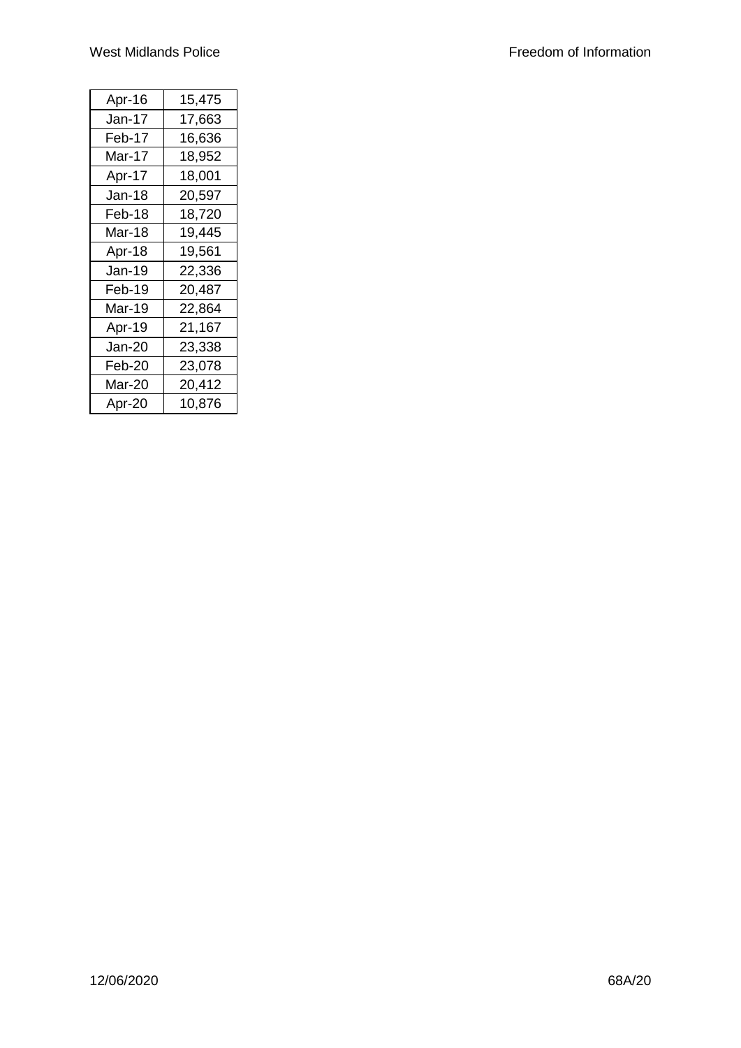| | |
|---|---|
| Apr-16 | 15,475 |
| Jan-17 | 17,663 |
| Feb-17 | 16,636 |
| Mar-17 | 18,952 |
| Apr-17 | 18,001 |
| Jan-18 | 20,597 |
| Feb-18 | 18,720 |
| Mar-18 | 19,445 |
| Apr-18 | 19,561 |
| Jan-19 | 22,336 |
| Feb-19 | 20,487 |
| Mar-19 | 22,864 |
| Apr-19 | 21,167 |
| Jan-20 | 23,338 |
| Feb-20 | 23,078 |
| Mar-20 | 20,412 |
| Apr-20 | 10,876 |